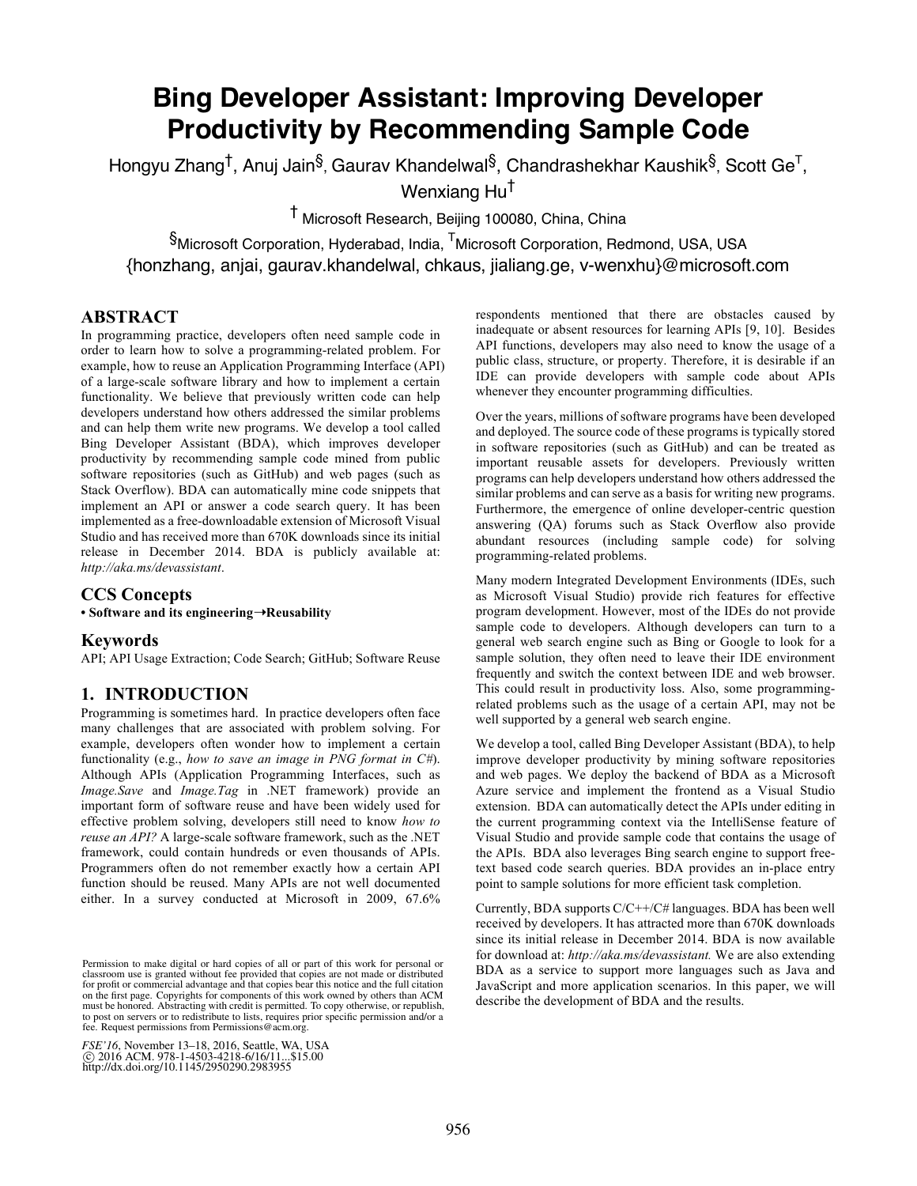# Bing Developer Assistant: Improving Developer Productivity by Recommending Sample Code

Hongyu Zhang[†], Anuj Jain[§], Gaurav Khandelwal[§], Chandrashekhar Kaushik[§], Scott Ge[⊤], Wenxiang Hu[†]

[†] Microsoft Research, Beijing 100080, China, China

[§]Microsoft Corporation, Hyderabad, India, [⊤]Microsoft Corporation, Redmond, USA, USA

{honzhang, anjai, gaurav.khandelwal, chkaus, jialiang.ge, v-wenxhu}@microsoft.com

## ABSTRACT

In programming practice, developers often need sample code in order to learn how to solve a programming-related problem. For example, how to reuse an Application Programming Interface (API) of a large-scale software library and how to implement a certain functionality. We believe that previously written code can help developers understand how others addressed the similar problems and can help them write new programs. We develop a tool called Bing Developer Assistant (BDA), which improves developer productivity by recommending sample code mined from public software repositories (such as GitHub) and web pages (such as Stack Overflow). BDA can automatically mine code snippets that implement an API or answer a code search query. It has been implemented as a free-downloadable extension of Microsoft Visual Studio and has received more than 670K downloads since its initial release in December 2014. BDA is publicly available at: *http://aka.ms/devassistant*.

## CCS Concepts

**• Software and its engineering→Reusability**

## Keywords

API; API Usage Extraction; Code Search; GitHub; Software Reuse

## 1. INTRODUCTION

Programming is sometimes hard. In practice developers often face many challenges that are associated with problem solving. For example, developers often wonder how to implement a certain functionality (e.g., *how to save an image in PNG format in C#*). Although APIs (Application Programming Interfaces, such as *Image.Save* and *Image.Tag* in .NET framework) provide an important form of software reuse and have been widely used for effective problem solving, developers still need to know *how to reuse an API?* A large-scale software framework, such as the .NET framework, could contain hundreds or even thousands of APIs. Programmers often do not remember exactly how a certain API function should be reused. Many APIs are not well documented either. In a survey conducted at Microsoft in 2009, 67.6% respondents mentioned that there are obstacles caused by inadequate or absent resources for learning APIs [9, 10]. Besides API functions, developers may also need to know the usage of a public class, structure, or property. Therefore, it is desirable if an IDE can provide developers with sample code about APIs whenever they encounter programming difficulties.

Over the years, millions of software programs have been developed and deployed. The source code of these programs is typically stored in software repositories (such as GitHub) and can be treated as important reusable assets for developers. Previously written programs can help developers understand how others addressed the similar problems and can serve as a basis for writing new programs. Furthermore, the emergence of online developer-centric question answering (QA) forums such as Stack Overflow also provide abundant resources (including sample code) for solving programming-related problems.

Many modern Integrated Development Environments (IDEs, such as Microsoft Visual Studio) provide rich features for effective program development. However, most of the IDEs do not provide sample code to developers. Although developers can turn to a general web search engine such as Bing or Google to look for a sample solution, they often need to leave their IDE environment frequently and switch the context between IDE and web browser. This could result in productivity loss. Also, some programming-related problems such as the usage of a certain API, may not be well supported by a general web search engine.

We develop a tool, called Bing Developer Assistant (BDA), to help improve developer productivity by mining software repositories and web pages. We deploy the backend of BDA as a Microsoft Azure service and implement the frontend as a Visual Studio extension. BDA can automatically detect the APIs under editing in the current programming context via the IntelliSense feature of Visual Studio and provide sample code that contains the usage of the APIs. BDA also leverages Bing search engine to support free-text based code search queries. BDA provides an in-place entry point to sample solutions for more efficient task completion.

Currently, BDA supports C/C++/C# languages. BDA has been well received by developers. It has attracted more than 670K downloads since its initial release in December 2014. BDA is now available for download at: *http://aka.ms/devassistant.* We are also extending BDA as a service to support more languages such as Java and JavaScript and more application scenarios. In this paper, we will describe the development of BDA and the results.

Permission to make digital or hard copies of all or part of this work for personal or classroom use is granted without fee provided that copies are not made or distributed for profit or commercial advantage and that copies bear this notice and the full citation on the first page. Copyrights for components of this work owned by others than ACM must be honored. Abstracting with credit is permitted. To copy otherwise, or republish, to post on servers or to redistribute to lists, requires prior specific permission and/or a fee. Request permissions from Permissions@acm.org.

*FSE'16*, November 13–18, 2016, Seattle, WA, USA
© 2016 ACM. 978-1-4503-4218-6/16/11...$15.00
http://dx.doi.org/10.1145/2950290.2983955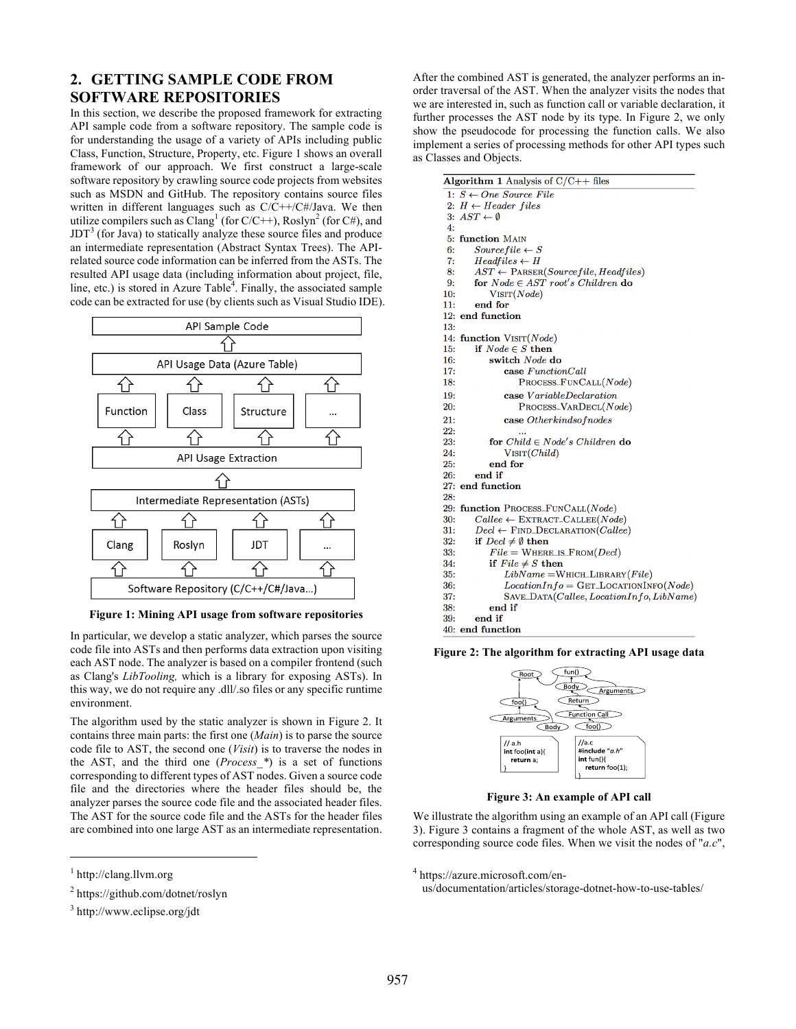## 2. GETTING SAMPLE CODE FROM SOFTWARE REPOSITORIES

In this section, we describe the proposed framework for extracting API sample code from a software repository. The sample code is for understanding the usage of a variety of APIs including public Class, Function, Structure, Property, etc. Figure 1 shows an overall framework of our approach. We first construct a large-scale software repository by crawling source code projects from websites such as MSDN and GitHub. The repository contains source files written in different languages such as C/C++/C#/Java. We then utilize compilers such as Clang[1] (for C/C++), Roslyn[2] (for C#), and JDT[3] (for Java) to statically analyze these source files and produce an intermediate representation (Abstract Syntax Trees). The API-related source code information can be inferred from the ASTs. The resulted API usage data (including information about project, file, line, etc.) is stored in Azure Table[4]. Finally, the associated sample code can be extracted for use (by clients such as Visual Studio IDE).

```
                    API Sample Code
                          ⇧
              API Usage Data (Azure Table)
       ⇧            ⇧            ⇧            ⇧
   Function       Class      Structure       ...
       ⇧            ⇧            ⇧            ⇧
                 API Usage Extraction
                          ⇧
            Intermediate Representation (ASTs)
       ⇧            ⇧            ⇧            ⇧
     Clang        Roslyn        JDT          ...
       ⇧            ⇧            ⇧            ⇧
          Software Repository (C/C++/C#/Java...)
```

**Figure 1: Mining API usage from software repositories**

In particular, we develop a static analyzer, which parses the source code file into ASTs and then performs data extraction upon visiting each AST node. The analyzer is based on a compiler frontend (such as Clang's *LibTooling,* which is a library for exposing ASTs). In this way, we do not require any .dll/.so files or any specific runtime environment.

The algorithm used by the static analyzer is shown in Figure 2. It contains three main parts: the first one (*Main*) is to parse the source code file to AST, the second one (*Visit*) is to traverse the nodes in the AST, and the third one (*Process_\**) is a set of functions corresponding to different types of AST nodes. Given a source code file and the directories where the header files should be, the analyzer parses the source code file and the associated header files. The AST for the source code file and the ASTs for the header files are combined into one large AST as an intermediate representation.

After the combined AST is generated, the analyzer performs an in-order traversal of the AST. When the analyzer visits the nodes that we are interested in, such as function call or variable declaration, it further processes the AST node by its type. In Figure 2, we only show the pseudocode for processing the function calls. We also implement a series of processing methods for other API types such as Classes and Objects.

```
Algorithm 1 Analysis of C/C++ files
 1: S ← One Source File
 2: H ← Header files
 3: AST ← ∅
 4:
 5: function MAIN
 6:     Sourcefile ← S
 7:     Headfiles ← H
 8:     AST ← PARSER(Sourcefile, Headfiles)
 9:     for Node ∈ AST root's Children do
10:         VISIT(Node)
11:     end for
12: end function
13:
14: function VISIT(Node)
15:     if Node ∈ S then
16:         switch Node do
17:             case FunctionCall
18:                 PROCESS_FUNCALL(Node)
19:             case VariableDeclaration
20:                 PROCESS_VARDECL(Node)
21:             case Otherkindsofnodes
22:                 ...
23:         for Child ∈ Node's Children do
24:             VISIT(Child)
25:         end for
26:     end if
27: end function
28:
29: function PROCESS_FUNCALL(Node)
30:     Callee ← EXTRACT_CALLEE(Node)
31:     Decl ← FIND_DECLARATION(Callee)
32:     if Decl ≠ ∅ then
33:         File = WHERE_IS_FROM(Decl)
34:         if File ≠ S then
35:             LibName = WHICH_LIBRARY(File)
36:             LocationInfo = GET_LOCATIONINFO(Node)
37:             SAVE_DATA(Callee, LocationInfo, LibName)
38:         end if
39:     end if
40: end function
```

**Figure 2: The algorithm for extracting API usage data**

```
// a.h
int foo(int a){
    return a;
}
```

```
//a.c
#include "a.h"
int fun(){
    return foo(1);
}
```

**Figure 3: An example of API call**

We illustrate the algorithm using an example of an API call (Figure 3). Figure 3 contains a fragment of the whole AST, as well as two corresponding source code files. When we visit the nodes of "*a.c*",

[1] http://clang.llvm.org

[2] https://github.com/dotnet/roslyn

[3] http://www.eclipse.org/jdt

[4] https://azure.microsoft.com/en-us/documentation/articles/storage-dotnet-how-to-use-tables/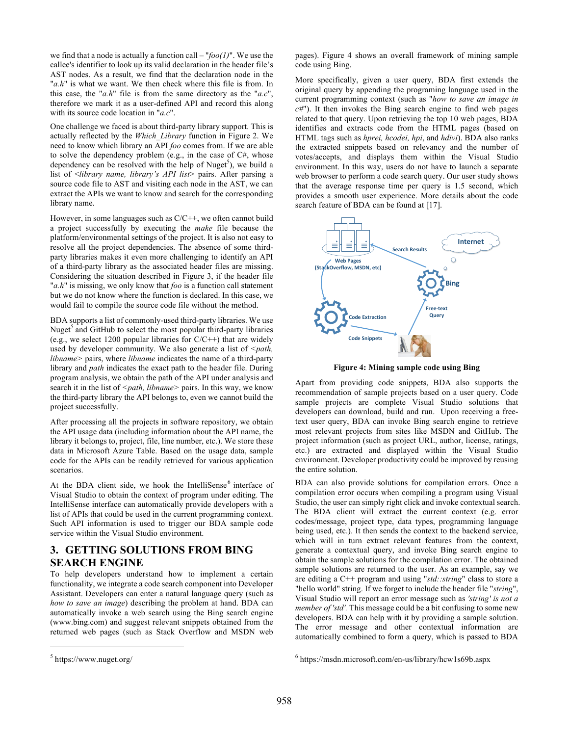we find that a node is actually a function call – "*foo(1)*". We use the callee's identifier to look up its valid declaration in the header file's AST nodes. As a result, we find that the declaration node in the "*a.h*" is what we want. We then check where this file is from. In this case, the "*a.h*" file is from the same directory as the "*a.c*", therefore we mark it as a user-defined API and record this along with its source code location in "*a.c*".

One challenge we faced is about third-party library support. This is actually reflected by the *Which_Library* function in Figure 2. We need to know which library an API *foo* comes from. If we are able to solve the dependency problem (e.g., in the case of C#, whose dependency can be resolved with the help of Nuget[5]), we build a list of <*library name, library's API list*> pairs. After parsing a source code file to AST and visiting each node in the AST, we can extract the APIs we want to know and search for the corresponding library name.

However, in some languages such as C/C++, we often cannot build a project successfully by executing the *make* file because the platform/environmental settings of the project. It is also not easy to resolve all the project dependencies. The absence of some third-party libraries makes it even more challenging to identify an API of a third-party library as the associated header files are missing. Considering the situation described in Figure 3, if the header file "*a.h*" is missing, we only know that *foo* is a function call statement but we do not know where the function is declared. In this case, we would fail to compile the source code file without the method.

BDA supports a list of commonly-used third-party libraries. We use Nuget[5] and GitHub to select the most popular third-party libraries (e.g., we select 1200 popular libraries for C/C++) that are widely used by developer community. We also generate a list of <*path, libname*> pairs, where *libname* indicates the name of a third-party library and *path* indicates the exact path to the header file. During program analysis, we obtain the path of the API under analysis and search it in the list of <*path, libname*> pairs. In this way, we know the third-party library the API belongs to, even we cannot build the project successfully.

After processing all the projects in software repository, we obtain the API usage data (including information about the API name, the library it belongs to, project, file, line number, etc.). We store these data in Microsoft Azure Table. Based on the usage data, sample code for the APIs can be readily retrieved for various application scenarios.

At the BDA client side, we hook the IntelliSense[6] interface of Visual Studio to obtain the context of program under editing. The IntelliSense interface can automatically provide developers with a list of APIs that could be used in the current programming context. Such API information is used to trigger our BDA sample code service within the Visual Studio environment.

## 3. GETTING SOLUTIONS FROM BING SEARCH ENGINE

To help developers understand how to implement a certain functionality, we integrate a code search component into Developer Assistant. Developers can enter a natural language query (such as *how to save an image*) describing the problem at hand. BDA can automatically invoke a web search using the Bing search engine (www.bing.com) and suggest relevant snippets obtained from the returned web pages (such as Stack Overflow and MSDN web pages). Figure 4 shows an overall framework of mining sample code using Bing.

More specifically, given a user query, BDA first extends the original query by appending the programing language used in the current programming context (such as "*how to save an image in c#*"). It then invokes the Bing search engine to find web pages related to that query. Upon retrieving the top 10 web pages, BDA identifies and extracts code from the HTML pages (based on HTML tags such as *hprei, hcodei, hpi*, and *hdivi*). BDA also ranks the extracted snippets based on relevancy and the number of votes/accepts, and displays them within the Visual Studio environment. In this way, users do not have to launch a separate web browser to perform a code search query. Our user study shows that the average response time per query is 1.5 second, which provides a smooth user experience. More details about the code search feature of BDA can be found at [17].

Internet
Search Results
Web Pages
(StackOverflow, MSDN, etc)
Bing
Free-text
Query
Code Extraction
Code Snippets

**Figure 4: Mining sample code using Bing**

Apart from providing code snippets, BDA also supports the recommendation of sample projects based on a user query. Code sample projects are complete Visual Studio solutions that developers can download, build and run. Upon receiving a free-text user query, BDA can invoke Bing search engine to retrieve most relevant projects from sites like MSDN and GitHub. The project information (such as project URL, author, license, ratings, etc.) are extracted and displayed within the Visual Studio environment. Developer productivity could be improved by reusing the entire solution.

BDA can also provide solutions for compilation errors. Once a compilation error occurs when compiling a program using Visual Studio, the user can simply right click and invoke contextual search. The BDA client will extract the current context (e.g. error codes/message, project type, data types, programming language being used, etc.). It then sends the context to the backend service, which will in turn extract relevant features from the context, generate a contextual query, and invoke Bing search engine to obtain the sample solutions for the compilation error. The obtained sample solutions are returned to the user. As an example, say we are editing a C++ program and using "*std::string*" class to store a "hello world" string. If we forget to include the header file "*string*", Visual Studio will report an error message such as *'string' is not a member of 'std'.* This message could be a bit confusing to some new developers. BDA can help with it by providing a sample solution. The error message and other contextual information are automatically combined to form a query, which is passed to BDA

[5] https://www.nuget.org/

[6] https://msdn.microsoft.com/en-us/library/hcw1s69b.aspx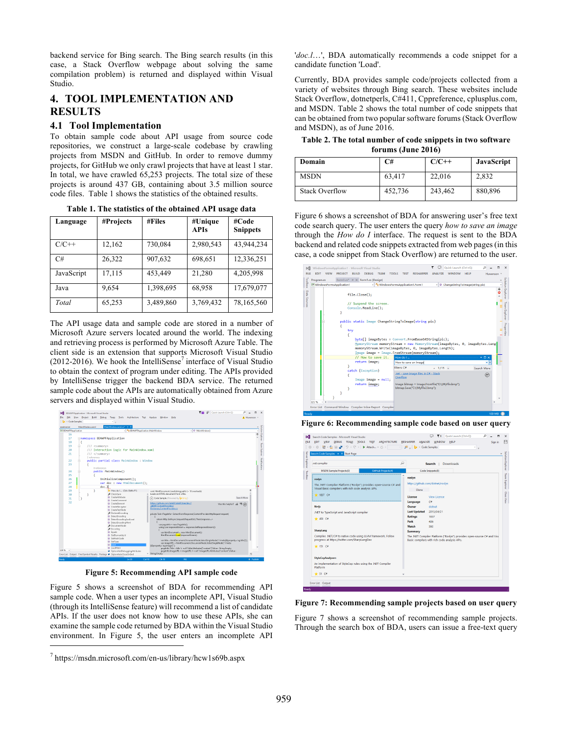backend service for Bing search. The Bing search results (in this case, a Stack Overflow webpage about solving the same compilation problem) is returned and displayed within Visual Studio.

# 4. TOOL IMPLEMENTATION AND RESULTS

## 4.1 Tool Implementation

To obtain sample code about API usage from source code repositories, we construct a large-scale codebase by crawling projects from MSDN and GitHub. In order to remove dummy projects, for GitHub we only crawl projects that have at least 1 star. In total, we have crawled 65,253 projects. The total size of these projects is around 437 GB, containing about 3.5 million source code files. Table 1 shows the statistics of the obtained results.

**Table 1. The statistics of the obtained API usage data**

| Language | #Projects | #Files | #Unique APIs | #Code Snippets |
|---|---|---|---|---|
| C/C++ | 12,162 | 730,084 | 2,980,543 | 43,944,234 |
| C# | 26,322 | 907,632 | 698,651 | 12,336,251 |
| JavaScript | 17,115 | 453,449 | 21,280 | 4,205,998 |
| Java | 9,654 | 1,398,695 | 68,958 | 17,679,077 |
| *Total* | 65,253 | 3,489,860 | 3,769,432 | 78,165,560 |

The API usage data and sample code are stored in a number of Microsoft Azure servers located around the world. The indexing and retrieving process is performed by Microsoft Azure Table. The client side is an extension that supports Microsoft Visual Studio (2012-2016). We hook the IntelliSense[7] interface of Visual Studio to obtain the context of program under editing. The APIs provided by IntelliSense trigger the backend BDA service. The returned sample code about the APIs are automatically obtained from Azure servers and displayed within Visual Studio.

**Figure 5: Recommending API sample code**

Figure 5 shows a screenshot of BDA for recommending API sample code. When a user types an incomplete API, Visual Studio (through its IntelliSense feature) will recommend a list of candidate APIs. If the user does not know how to use these APIs, she can examine the sample code returned by BDA within the Visual Studio environment. In Figure 5, the user enters an incomplete API '*doc.l…*', BDA automatically recommends a code snippet for a candidate function 'Load'.

Currently, BDA provides sample code/projects collected from a variety of websites through Bing search. These websites include Stack Overflow, dotnetperls, C#411, Cppreference, cplusplus.com, and MSDN. Table 2 shows the total number of code snippets that can be obtained from two popular software forums (Stack Overflow and MSDN), as of June 2016.

**Table 2. The total number of code snippets in two software forums (June 2016)**

| Domain | C# | C/C++ | JavaScript |
|---|---|---|---|
| MSDN | 63,417 | 22,016 | 2,832 |
| Stack Overflow | 452,736 | 243,462 | 880,896 |

Figure 6 shows a screenshot of BDA for answering user's free text code search query. The user enters the query *how to save an image* through the *How do I* interface. The request is sent to the BDA backend and related code snippets extracted from web pages (in this case, a code snippet from Stack Overflow) are returned to the user.

**Figure 6: Recommending sample code based on user query**

**Figure 7: Recommending sample projects based on user query**

Figure 7 shows a screenshot of recommending sample projects. Through the search box of BDA, users can issue a free-text query

[7] https://msdn.microsoft.com/en-us/library/hcw1s69b.aspx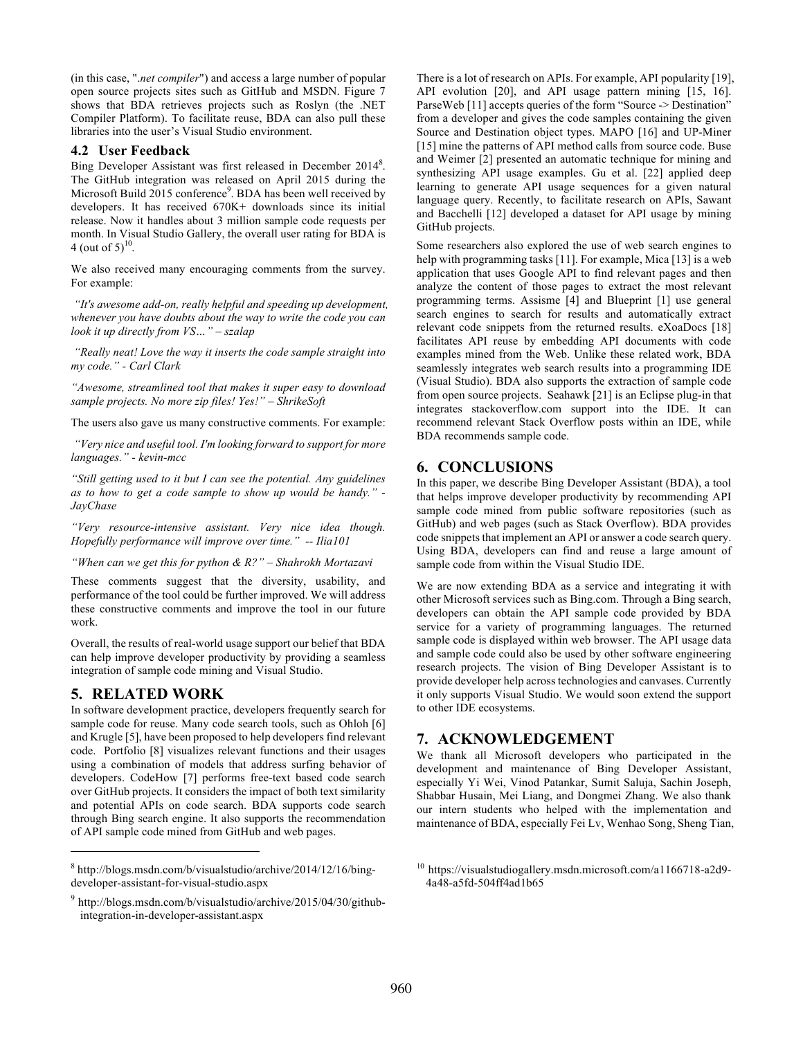(in this case, "*.net compiler*") and access a large number of popular open source projects sites such as GitHub and MSDN. Figure 7 shows that BDA retrieves projects such as Roslyn (the .NET Compiler Platform). To facilitate reuse, BDA can also pull these libraries into the user's Visual Studio environment.

### 4.2 User Feedback

Bing Developer Assistant was first released in December 2014[8]. The GitHub integration was released on April 2015 during the Microsoft Build 2015 conference[9]. BDA has been well received by developers. It has received 670K+ downloads since its initial release. Now it handles about 3 million sample code requests per month. In Visual Studio Gallery, the overall user rating for BDA is 4 (out of 5)[10].

We also received many encouraging comments from the survey. For example:

*"It's awesome add-on, really helpful and speeding up development, whenever you have doubts about the way to write the code you can look it up directly from VS…" – szalap*

*"Really neat! Love the way it inserts the code sample straight into my code." - Carl Clark*

*"Awesome, streamlined tool that makes it super easy to download sample projects. No more zip files! Yes!" – ShrikeSoft*

The users also gave us many constructive comments. For example:

*"Very nice and useful tool. I'm looking forward to support for more languages." - kevin-mcc*

*"Still getting used to it but I can see the potential. Any guidelines as to how to get a code sample to show up would be handy." - JayChase*

*"Very resource-intensive assistant. Very nice idea though. Hopefully performance will improve over time." -- Ilia101*

*"When can we get this for python & R?" – Shahrokh Mortazavi*

These comments suggest that the diversity, usability, and performance of the tool could be further improved. We will address these constructive comments and improve the tool in our future work.

Overall, the results of real-world usage support our belief that BDA can help improve developer productivity by providing a seamless integration of sample code mining and Visual Studio.

## 5. RELATED WORK

In software development practice, developers frequently search for sample code for reuse. Many code search tools, such as Ohloh [6] and Krugle [5], have been proposed to help developers find relevant code. Portfolio [8] visualizes relevant functions and their usages using a combination of models that address surfing behavior of developers. CodeHow [7] performs free-text based code search over GitHub projects. It considers the impact of both text similarity and potential APIs on code search. BDA supports code search through Bing search engine. It also supports the recommendation of API sample code mined from GitHub and web pages.

There is a lot of research on APIs. For example, API popularity [19], API evolution [20], and API usage pattern mining [15, 16]. ParseWeb [11] accepts queries of the form "Source -> Destination" from a developer and gives the code samples containing the given Source and Destination object types. MAPO [16] and UP-Miner [15] mine the patterns of API method calls from source code. Buse and Weimer [2] presented an automatic technique for mining and synthesizing API usage examples. Gu et al. [22] applied deep learning to generate API usage sequences for a given natural language query. Recently, to facilitate research on APIs, Sawant and Bacchelli [12] developed a dataset for API usage by mining GitHub projects.

Some researchers also explored the use of web search engines to help with programming tasks [11]. For example, Mica [13] is a web application that uses Google API to find relevant pages and then analyze the content of those pages to extract the most relevant programming terms. Assisme [4] and Blueprint [1] use general search engines to search for results and automatically extract relevant code snippets from the returned results. eXoaDocs [18] facilitates API reuse by embedding API documents with code examples mined from the Web. Unlike these related work, BDA seamlessly integrates web search results into a programming IDE (Visual Studio). BDA also supports the extraction of sample code from open source projects. Seahawk [21] is an Eclipse plug-in that integrates stackoverflow.com support into the IDE. It can recommend relevant Stack Overflow posts within an IDE, while BDA recommends sample code.

## 6. CONCLUSIONS

In this paper, we describe Bing Developer Assistant (BDA), a tool that helps improve developer productivity by recommending API sample code mined from public software repositories (such as GitHub) and web pages (such as Stack Overflow). BDA provides code snippets that implement an API or answer a code search query. Using BDA, developers can find and reuse a large amount of sample code from within the Visual Studio IDE.

We are now extending BDA as a service and integrating it with other Microsoft services such as Bing.com. Through a Bing search, developers can obtain the API sample code provided by BDA service for a variety of programming languages. The returned sample code is displayed within web browser. The API usage data and sample code could also be used by other software engineering research projects. The vision of Bing Developer Assistant is to provide developer help across technologies and canvases. Currently it only supports Visual Studio. We would soon extend the support to other IDE ecosystems.

## 7. ACKNOWLEDGEMENT

We thank all Microsoft developers who participated in the development and maintenance of Bing Developer Assistant, especially Yi Wei, Vinod Patankar, Sumit Saluja, Sachin Joseph, Shabbar Husain, Mei Liang, and Dongmei Zhang. We also thank our intern students who helped with the implementation and maintenance of BDA, especially Fei Lv, Wenhao Song, Sheng Tian,

---

[8] http://blogs.msdn.com/b/visualstudio/archive/2014/12/16/bing-developer-assistant-for-visual-studio.aspx

[9] http://blogs.msdn.com/b/visualstudio/archive/2015/04/30/github-integration-in-developer-assistant.aspx

[10] https://visualstudiogallery.msdn.microsoft.com/a1166718-a2d9-4a48-a5fd-504ff4ad1b65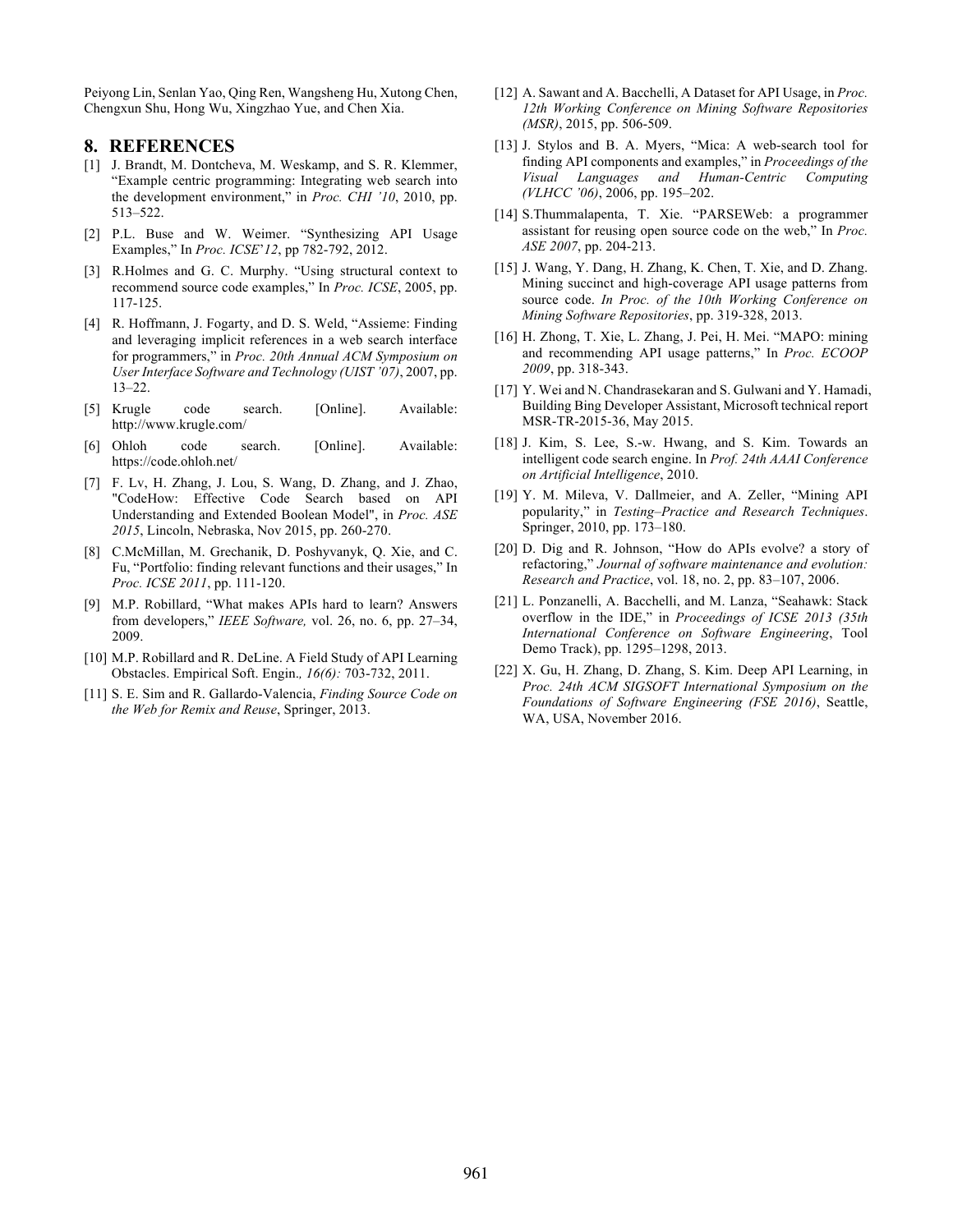Peiyong Lin, Senlan Yao, Qing Ren, Wangsheng Hu, Xutong Chen, Chengxun Shu, Hong Wu, Xingzhao Yue, and Chen Xia.

## 8. REFERENCES

[1] J. Brandt, M. Dontcheva, M. Weskamp, and S. R. Klemmer, "Example centric programming: Integrating web search into the development environment," in *Proc. CHI '10*, 2010, pp. 513–522.

[2] P.L. Buse and W. Weimer. "Synthesizing API Usage Examples," In *Proc. ICSE'12*, pp 782-792, 2012.

[3] R.Holmes and G. C. Murphy. "Using structural context to recommend source code examples," In *Proc. ICSE*, 2005, pp. 117-125.

[4] R. Hoffmann, J. Fogarty, and D. S. Weld, "Assieme: Finding and leveraging implicit references in a web search interface for programmers," in *Proc. 20th Annual ACM Symposium on User Interface Software and Technology (UIST '07)*, 2007, pp. 13–22.

[5] Krugle code search. [Online]. Available: http://www.krugle.com/

[6] Ohloh code search. [Online]. Available: https://code.ohloh.net/

[7] F. Lv, H. Zhang, J. Lou, S. Wang, D. Zhang, and J. Zhao, "CodeHow: Effective Code Search based on API Understanding and Extended Boolean Model", in *Proc. ASE 2015*, Lincoln, Nebraska, Nov 2015, pp. 260-270.

[8] C.McMillan, M. Grechanik, D. Poshyvanyk, Q. Xie, and C. Fu, "Portfolio: finding relevant functions and their usages," In *Proc. ICSE 2011*, pp. 111-120.

[9] M.P. Robillard, "What makes APIs hard to learn? Answers from developers," *IEEE Software,* vol. 26, no. 6, pp. 27–34, 2009.

[10] M.P. Robillard and R. DeLine. A Field Study of API Learning Obstacles. Empirical Soft. Engin.*, 16(6):* 703-732, 2011.

[11] S. E. Sim and R. Gallardo-Valencia, *Finding Source Code on the Web for Remix and Reuse*, Springer, 2013.

[12] A. Sawant and A. Bacchelli, A Dataset for API Usage, in *Proc. 12th Working Conference on Mining Software Repositories (MSR)*, 2015, pp. 506-509.

[13] J. Stylos and B. A. Myers, "Mica: A web-search tool for finding API components and examples," in *Proceedings of the Visual Languages and Human-Centric Computing (VLHCC '06)*, 2006, pp. 195–202.

[14] S.Thummalapenta, T. Xie. "PARSEWeb: a programmer assistant for reusing open source code on the web," In *Proc. ASE 2007*, pp. 204-213.

[15] J. Wang, Y. Dang, H. Zhang, K. Chen, T. Xie, and D. Zhang. Mining succinct and high-coverage API usage patterns from source code. *In Proc. of the 10th Working Conference on Mining Software Repositories*, pp. 319-328, 2013.

[16] H. Zhong, T. Xie, L. Zhang, J. Pei, H. Mei. "MAPO: mining and recommending API usage patterns," In *Proc. ECOOP 2009*, pp. 318-343.

[17] Y. Wei and N. Chandrasekaran and S. Gulwani and Y. Hamadi, Building Bing Developer Assistant, Microsoft technical report MSR-TR-2015-36, May 2015.

[18] J. Kim, S. Lee, S.-w. Hwang, and S. Kim. Towards an intelligent code search engine. In *Prof. 24th AAAI Conference on Artificial Intelligence*, 2010.

[19] Y. M. Mileva, V. Dallmeier, and A. Zeller, "Mining API popularity," in *Testing–Practice and Research Techniques*. Springer, 2010, pp. 173–180.

[20] D. Dig and R. Johnson, "How do APIs evolve? a story of refactoring," *Journal of software maintenance and evolution: Research and Practice*, vol. 18, no. 2, pp. 83–107, 2006.

[21] L. Ponzanelli, A. Bacchelli, and M. Lanza, "Seahawk: Stack overflow in the IDE," in *Proceedings of ICSE 2013 (35th International Conference on Software Engineering*, Tool Demo Track), pp. 1295–1298, 2013.

[22] X. Gu, H. Zhang, D. Zhang, S. Kim. Deep API Learning, in *Proc. 24th ACM SIGSOFT International Symposium on the Foundations of Software Engineering (FSE 2016)*, Seattle, WA, USA, November 2016.